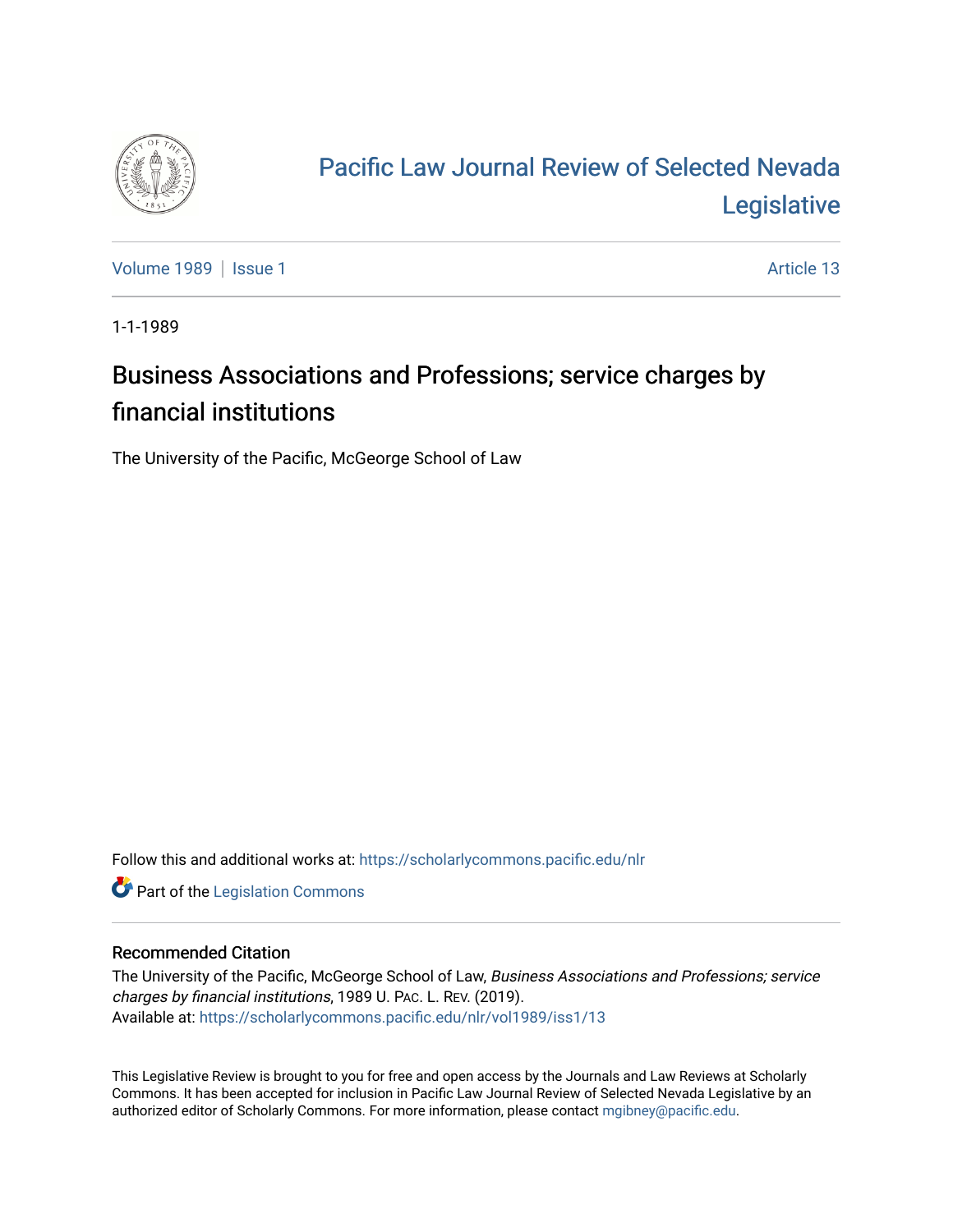# Pacific Law Journal Review of Selected Nevada Legislative

Volume 1989 | Issue 1 — Article 13

1-1-1989

## Business Associations and Professions; service charges by financial institutions

The University of the Pacific, McGeorge School of Law

Follow this and additional works at: https://scholarlycommons.pacific.edu/nlr

Part of the Legislation Commons

### Recommended Citation

The University of the Pacific, McGeorge School of Law, *Business Associations and Professions; service charges by financial institutions*, 1989 U. PAC. L. REV. (2019).
Available at: https://scholarlycommons.pacific.edu/nlr/vol1989/iss1/13

This Legislative Review is brought to you for free and open access by the Journals and Law Reviews at Scholarly Commons. It has been accepted for inclusion in Pacific Law Journal Review of Selected Nevada Legislative by an authorized editor of Scholarly Commons. For more information, please contact mgibney@pacific.edu.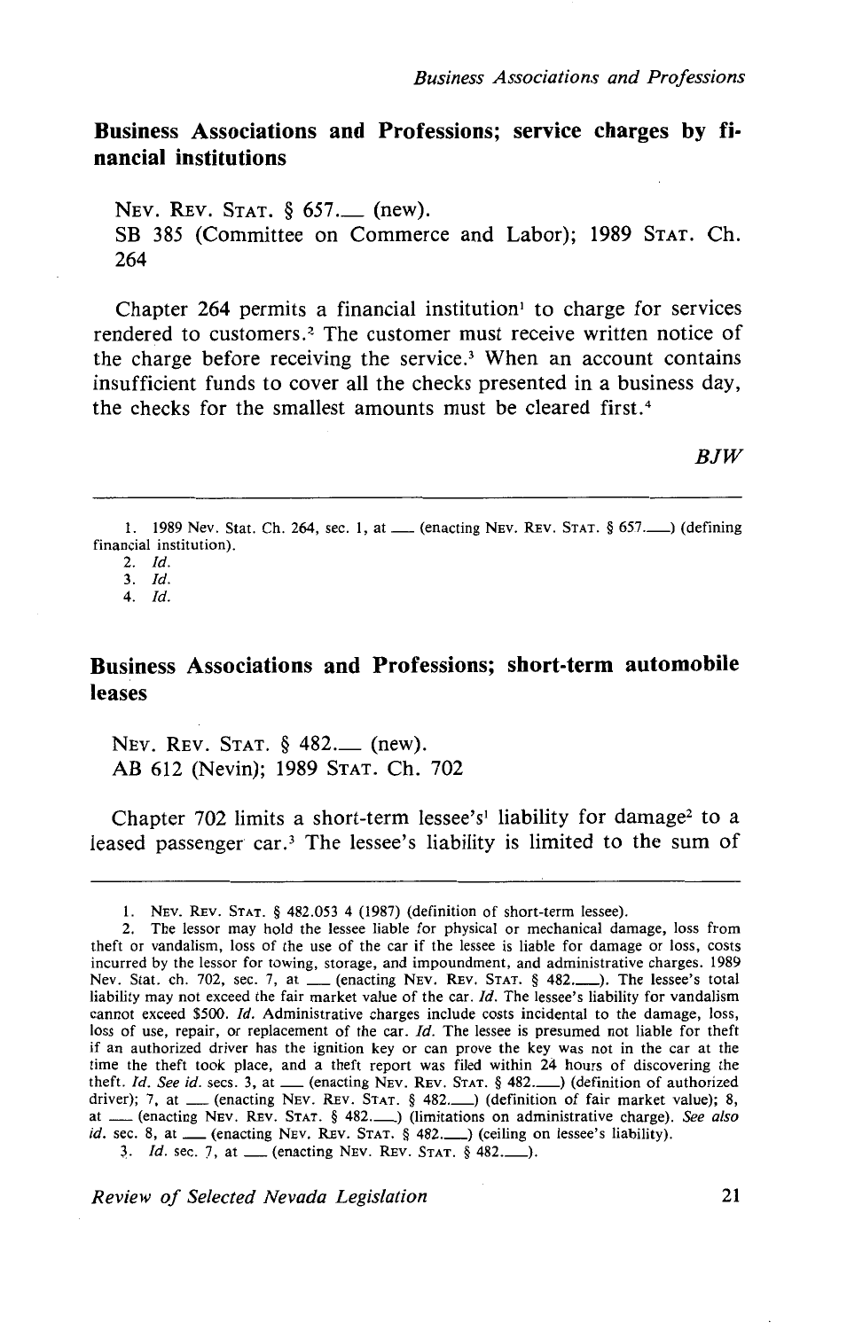## Business Associations and Professions; service charges by financial institutions

NEV. REV. STAT. § 657.__ (new).
SB 385 (Committee on Commerce and Labor); 1989 STAT. Ch. 264

Chapter 264 permits a financial institution[1] to charge for services rendered to customers.[2] The customer must receive written notice of the charge before receiving the service.[3] When an account contains insufficient funds to cover all the checks presented in a business day, the checks for the smallest amounts must be cleared first.[4]

*BJW*

---

1. 1989 Nev. Stat. Ch. 264, sec. 1, at ___ (enacting NEV. REV. STAT. § 657.___) (defining financial institution).
2. *Id.*
3. *Id.*
4. *Id.*

## Business Associations and Professions; short-term automobile leases

NEV. REV. STAT. § 482.__ (new).
AB 612 (Nevin); 1989 STAT. Ch. 702

Chapter 702 limits a short-term lessee's's[1] liability for damage[2] to a leased passenger car.[3] The lessee's liability is limited to the sum of

---

1. NEV. REV. STAT. § 482.053 4 (1987) (definition of short-term lessee).
2. The lessor may hold the lessee liable for physical or mechanical damage, loss from theft or vandalism, loss of the use of the car if the lessee is liable for damage or loss, costs incurred by the lessor for towing, storage, and impoundment, and administrative charges. 1989 Nev. Stat. ch. 702, sec. 7, at ___ (enacting NEV. REV. STAT. § 482.___). The lessee's total liability may not exceed the fair market value of the car. *Id.* The lessee's liability for vandalism cannot exceed $500. *Id.* Administrative charges include costs incidental to the damage, loss, loss of use, repair, or replacement of the car. *Id.* The lessee is presumed not liable for theft if an authorized driver has the ignition key or can prove the key was not in the car at the time the theft took place, and a theft report was filed within 24 hours of discovering the theft. *Id. See id.* secs. 3, at ___ (enacting NEV. REV. STAT. § 482.___) (definition of authorized driver); 7, at ___ (enacting NEV. REV. STAT. § 482.___) (definition of fair market value); 8, at ___ (enacting NEV. REV. STAT. § 482.___) (limitations on administrative charge). *See also id.* sec. 8, at ___ (enacting NEV. REV. STAT. § 482.___) (ceiling on lessee's liability).
3. *Id.* sec. 7, at ___ (enacting NEV. REV. STAT. § 482.___).